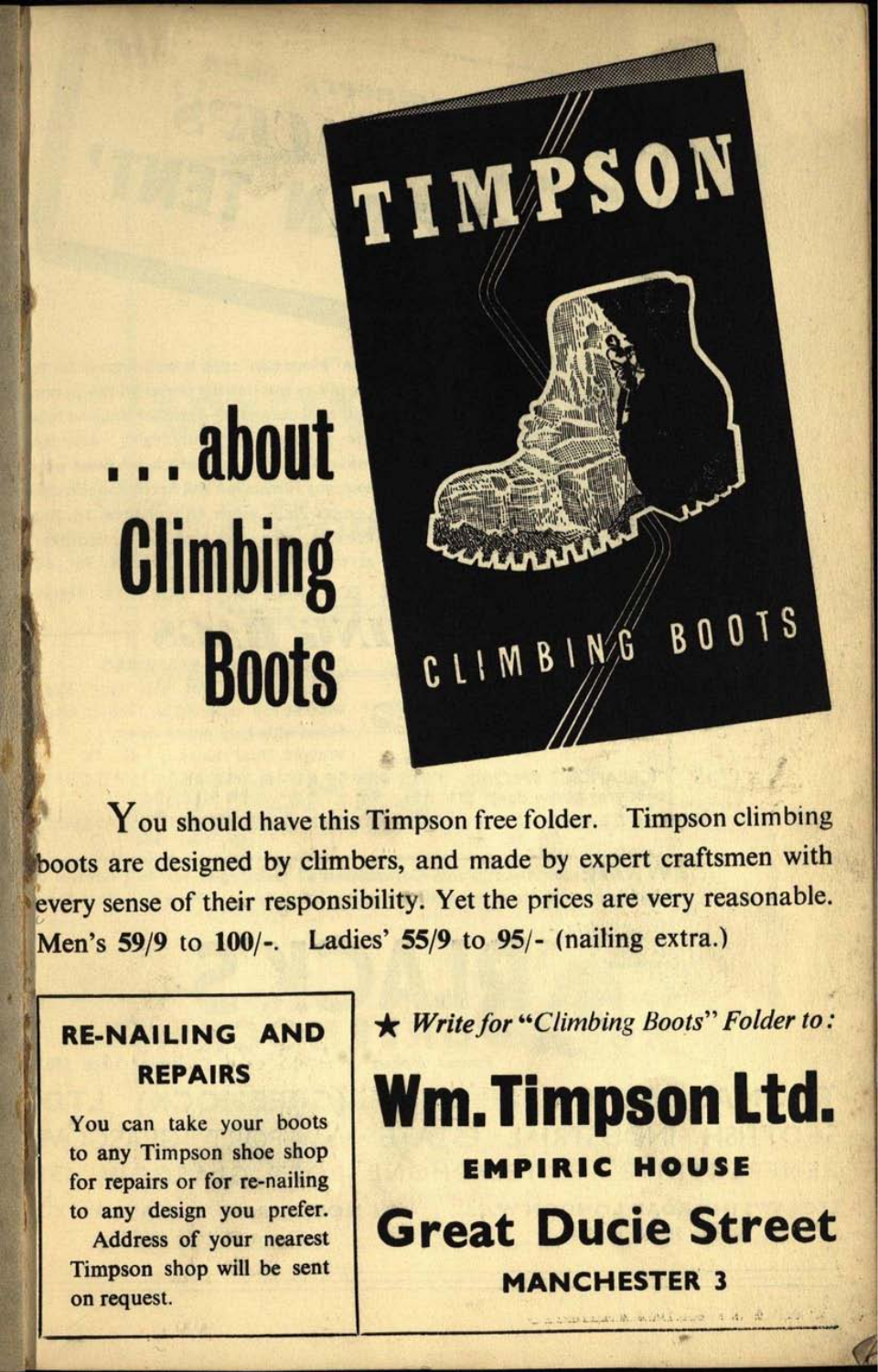# TIMPSON

# . . . about Climbing Boots

CLIMBING BOOTS

You should have this Timpson free folder. Timpson climbing boots are designed by climbers, and made by expert craftsmen with every sense of their responsibility. Yet the prices are very reasonable. Men's **59/9** to **100/-**. Ladies' **55/9** to **95/-** (nailing extra.)

**RE-NAILING AND REPAIRS**

You can take your boots to any Timpson shoe shop for repairs or for re-nailing to any design you prefer. Address of your nearest Timpson shop will be sent on request.

★ *Write for "Climbing Boots" Folder to:*

**Wm. Timpson Ltd.**

**EMPIRIC HOUSE**

**Great Ducie Street**

**MANCHESTER 3**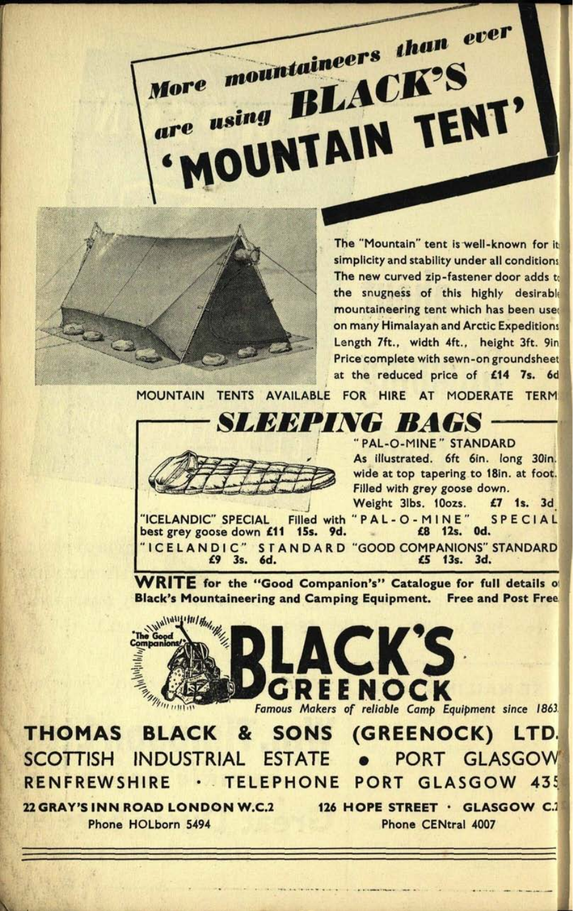# More mountaineers than ever are using BLACK'S 'MOUNTAIN TENT'

The "Mountain" tent is well-known for its simplicity and stability under all conditions. The new curved zip-fastener door adds to the snugness of this highly desirable mountaineering tent which has been used on many Himalayan and Arctic Expeditions. Length 7ft., width 4ft., height 3ft. 9in. Price complete with sewn-on groundsheet at the reduced price of **£14 7s. 6d.**

MOUNTAIN TENTS AVAILABLE FOR HIRE AT MODERATE TERMS

## SLEEPING BAGS

"PAL-O-MINE" STANDARD
As illustrated. 6ft 6in. long 30in. wide at top tapering to 18in. at foot. Filled with grey goose down.
Weight 3lbs. 10ozs. **£7 1s. 3d.**

"ICELANDIC" SPECIAL Filled with best grey goose down **£11 15s. 9d.**

"PAL-O-MINE" SPECIAL **£8 12s. 0d.**

"ICELANDIC" STANDARD **£9 3s. 6d.**

"GOOD COMPANIONS" STANDARD **£5 13s. 3d.**

**WRITE** for the "Good Companion's" Catalogue for full details of Black's Mountaineering and Camping Equipment. **Free and Post Free.**

"The Good Companions"

# BLACK'S GREENOCK

*Famous Makers of reliable Camp Equipment since 1863.*

**THOMAS BLACK & SONS (GREENOCK) LTD.**
SCOTTISH INDUSTRIAL ESTATE • PORT GLASGOW
RENFREWSHIRE · TELEPHONE PORT GLASGOW 435

**22 GRAY'S INN ROAD LONDON W.C.2**
Phone HOLborn 5494

**126 HOPE STREET · GLASGOW C.2**
Phone CENtral 4007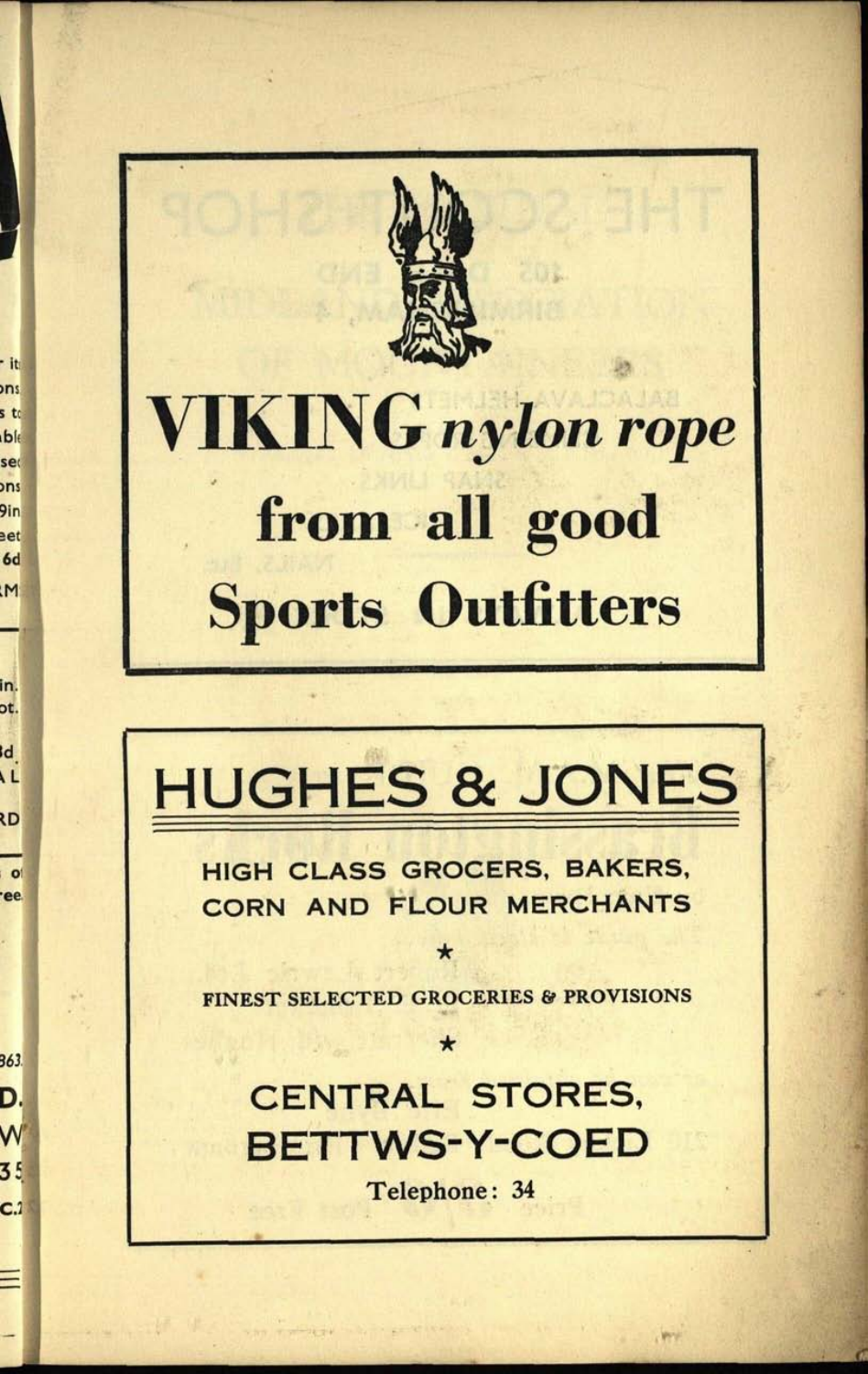# VIKING *nylon rope*

## from all good

## Sports Outfitters

---

# HUGHES & JONES

**HIGH CLASS GROCERS, BAKERS, CORN AND FLOUR MERCHANTS**

★

**FINEST SELECTED GROCERIES & PROVISIONS**

★

## CENTRAL STORES, BETTWS-Y-COED

**Telephone: 34**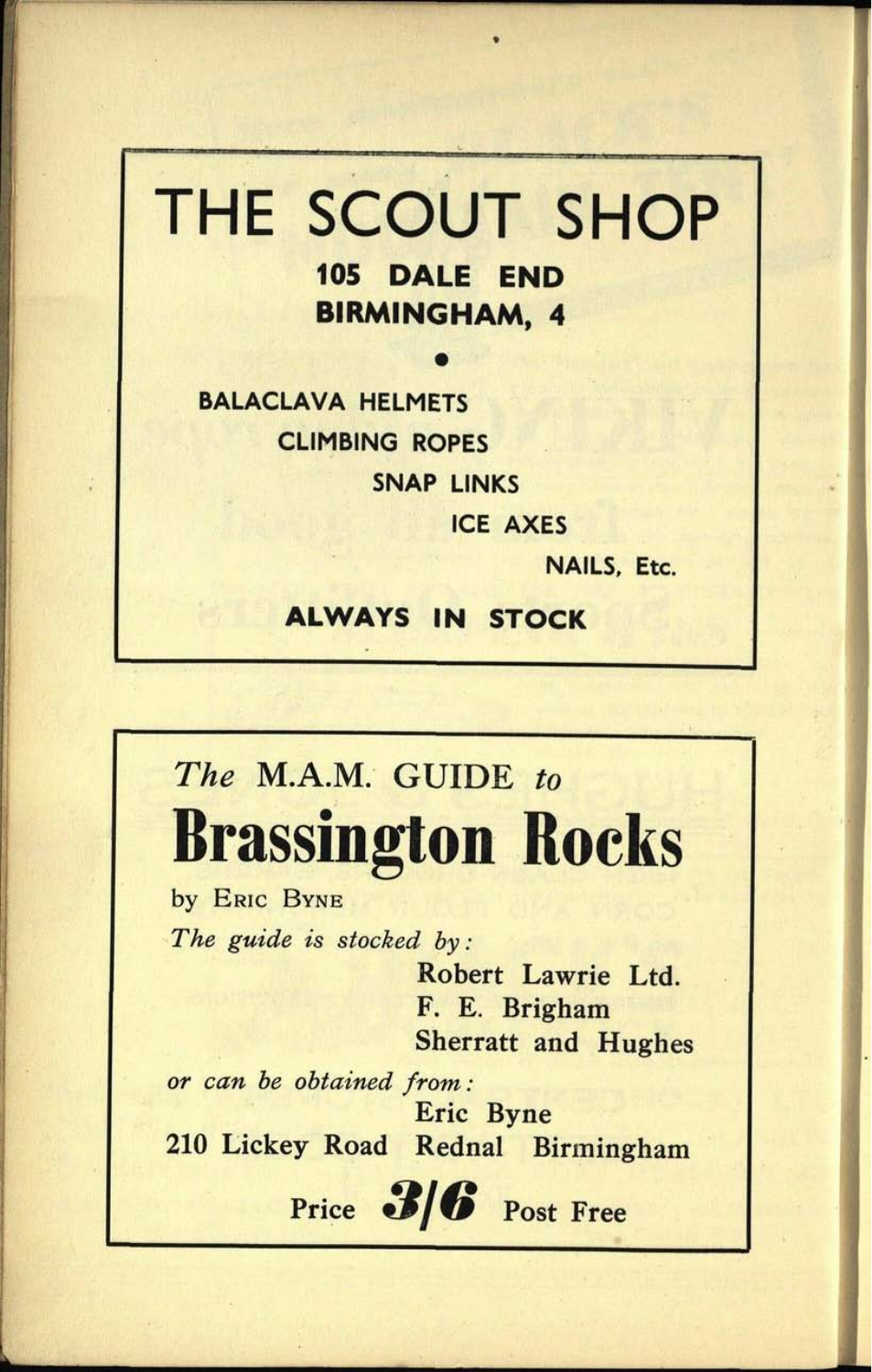# THE SCOUT SHOP

**105 DALE END**
**BIRMINGHAM, 4**

•

**BALACLAVA HELMETS**
**CLIMBING ROPES**
**SNAP LINKS**
**ICE AXES**
**NAILS, Etc.**

**ALWAYS IN STOCK**

---

*The* M.A.M. GUIDE *to*

# Brassington Rocks

by ERIC BYNE

*The guide is stocked by:*

Robert Lawrie Ltd.
F. E. Brigham
Sherratt and Hughes

*or can be obtained from:*

Eric Byne
210 Lickey Road Rednal Birmingham

Price **3/6** Post Free